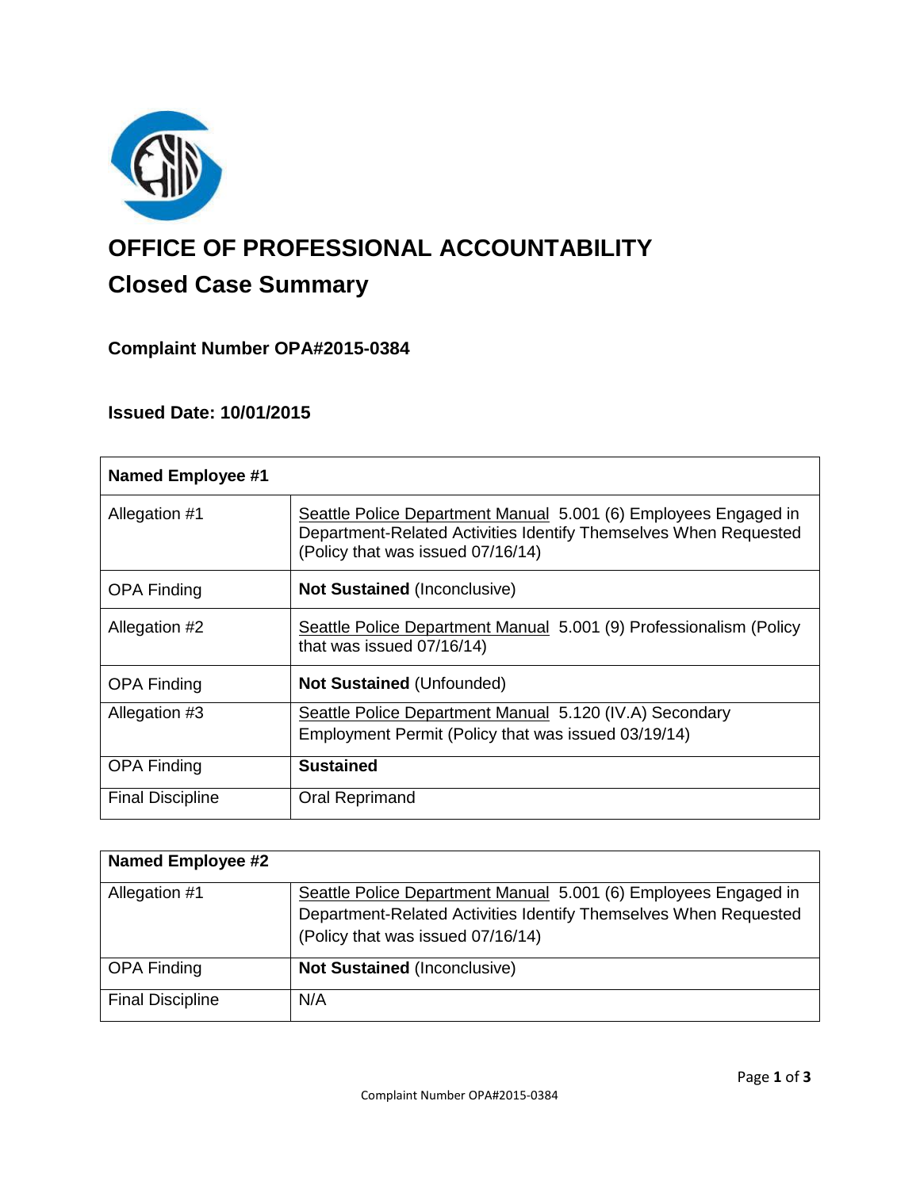# OFFICE OF PROFESSIONAL ACCOUNTABILITY

## Closed Case Summary

### Complaint Number OPA#2015-0384

### Issued Date: 10/01/2015

| **Named Employee #1** | |
|---|---|
| Allegation #1 | Seattle Police Department Manual 5.001 (6) Employees Engaged in Department-Related Activities Identify Themselves When Requested (Policy that was issued 07/16/14) |
| OPA Finding | **Not Sustained** (Inconclusive) |
| Allegation #2 | Seattle Police Department Manual 5.001 (9) Professionalism (Policy that was issued 07/16/14) |
| OPA Finding | **Not Sustained** (Unfounded) |
| Allegation #3 | Seattle Police Department Manual 5.120 (IV.A) Secondary Employment Permit (Policy that was issued 03/19/14) |
| OPA Finding | **Sustained** |
| Final Discipline | Oral Reprimand |

| **Named Employee #2** | |
|---|---|
| Allegation #1 | Seattle Police Department Manual 5.001 (6) Employees Engaged in Department-Related Activities Identify Themselves When Requested (Policy that was issued 07/16/14) |
| OPA Finding | **Not Sustained** (Inconclusive) |
| Final Discipline | N/A |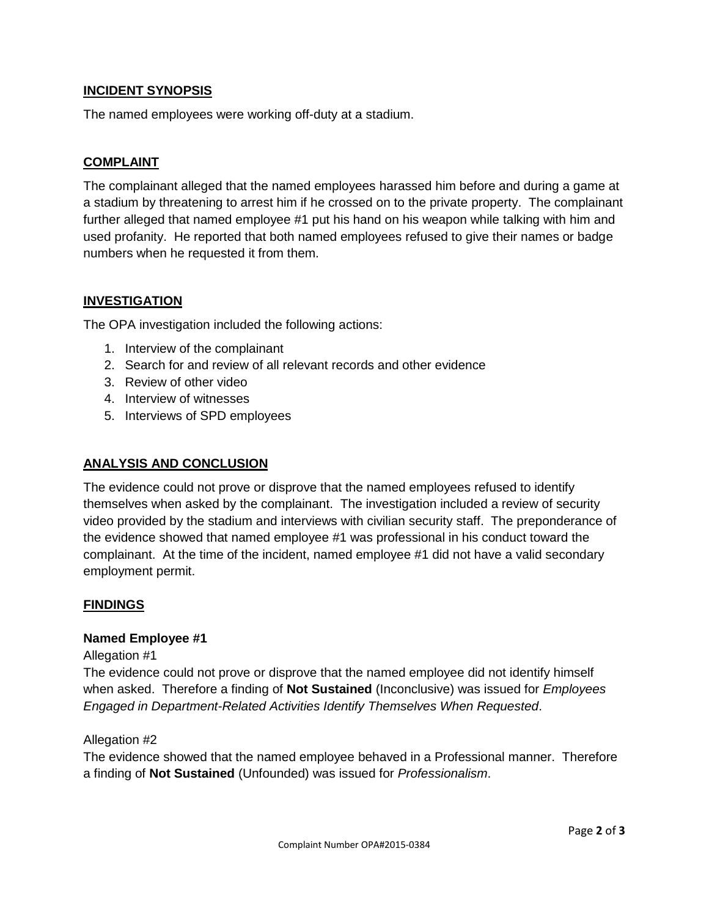## INCIDENT SYNOPSIS

The named employees were working off-duty at a stadium.

## COMPLAINT

The complainant alleged that the named employees harassed him before and during a game at a stadium by threatening to arrest him if he crossed on to the private property. The complainant further alleged that named employee #1 put his hand on his weapon while talking with him and used profanity. He reported that both named employees refused to give their names or badge numbers when he requested it from them.

## INVESTIGATION

The OPA investigation included the following actions:

1. Interview of the complainant
2. Search for and review of all relevant records and other evidence
3. Review of other video
4. Interview of witnesses
5. Interviews of SPD employees

## ANALYSIS AND CONCLUSION

The evidence could not prove or disprove that the named employees refused to identify themselves when asked by the complainant. The investigation included a review of security video provided by the stadium and interviews with civilian security staff. The preponderance of the evidence showed that named employee #1 was professional in his conduct toward the complainant. At the time of the incident, named employee #1 did not have a valid secondary employment permit.

## FINDINGS

### Named Employee #1

Allegation #1

The evidence could not prove or disprove that the named employee did not identify himself when asked. Therefore a finding of **Not Sustained** (Inconclusive) was issued for *Employees Engaged in Department-Related Activities Identify Themselves When Requested*.

Allegation #2

The evidence showed that the named employee behaved in a Professional manner. Therefore a finding of **Not Sustained** (Unfounded) was issued for *Professionalism*.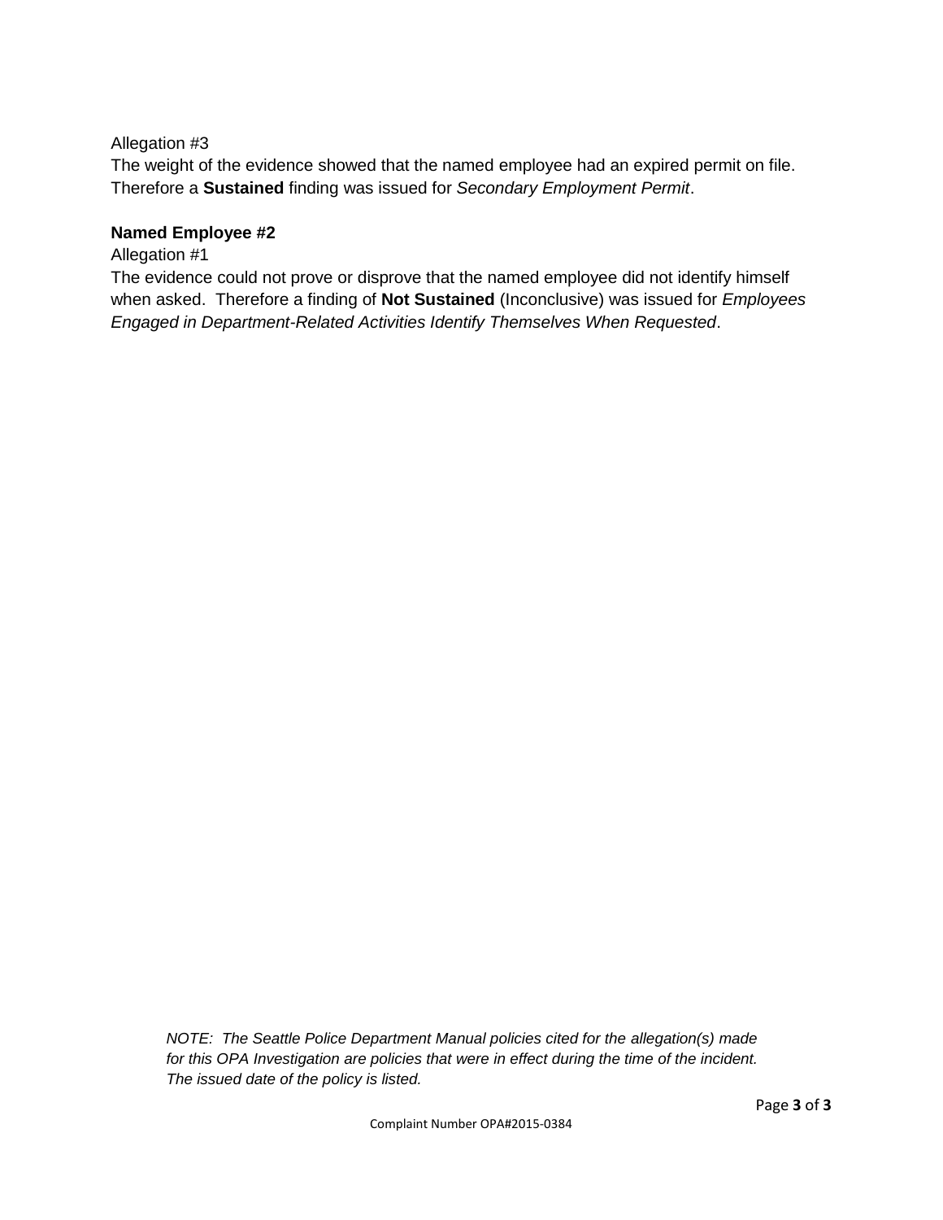Allegation #3
The weight of the evidence showed that the named employee had an expired permit on file. Therefore a **Sustained** finding was issued for *Secondary Employment Permit*.

**Named Employee #2**

Allegation #1
The evidence could not prove or disprove that the named employee did not identify himself when asked. Therefore a finding of **Not Sustained** (Inconclusive) was issued for *Employees Engaged in Department-Related Activities Identify Themselves When Requested*.

*NOTE: The Seattle Police Department Manual policies cited for the allegation(s) made for this OPA Investigation are policies that were in effect during the time of the incident. The issued date of the policy is listed.*

Complaint Number OPA#2015-0384